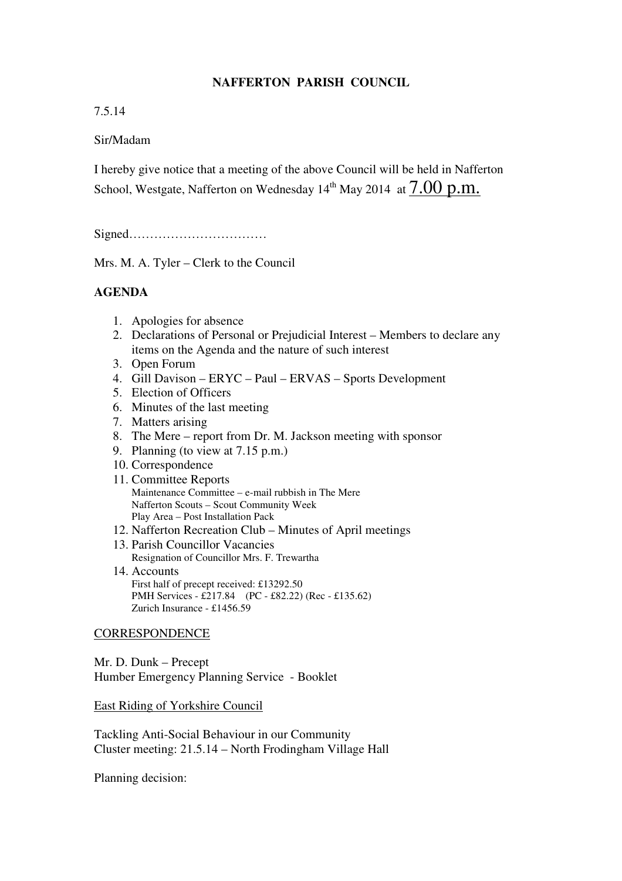# NAFFERTON PARISH COUNCIL

7.5.14

Sir/Madam

I hereby give notice that a meeting of the above Council will be held in Nafferton School, Westgate, Nafferton on Wednesday 14th May 2014 at 7.00 p.m.

Signed……………………………

Mrs. M. A. Tyler – Clerk to the Council

## AGENDA

1. Apologies for absence
2. Declarations of Personal or Prejudicial Interest – Members to declare any items on the Agenda and the nature of such interest
3. Open Forum
4. Gill Davison – ERYC – Paul – ERVAS – Sports Development
5. Election of Officers
6. Minutes of the last meeting
7. Matters arising
8. The Mere – report from Dr. M. Jackson meeting with sponsor
9. Planning (to view at 7.15 p.m.)
10. Correspondence
11. Committee Reports
    Maintenance Committee – e-mail rubbish in The Mere
    Nafferton Scouts – Scout Community Week
    Play Area – Post Installation Pack
12. Nafferton Recreation Club – Minutes of April meetings
13. Parish Councillor Vacancies
    Resignation of Councillor Mrs. F. Trewartha
14. Accounts
    First half of precept received: £13292.50
    PMH Services - £217.84 (PC - £82.22) (Rec - £135.62)
    Zurich Insurance - £1456.59

CORRESPONDENCE

Mr. D. Dunk – Precept
Humber Emergency Planning Service - Booklet

East Riding of Yorkshire Council

Tackling Anti-Social Behaviour in our Community
Cluster meeting: 21.5.14 – North Frodingham Village Hall

Planning decision: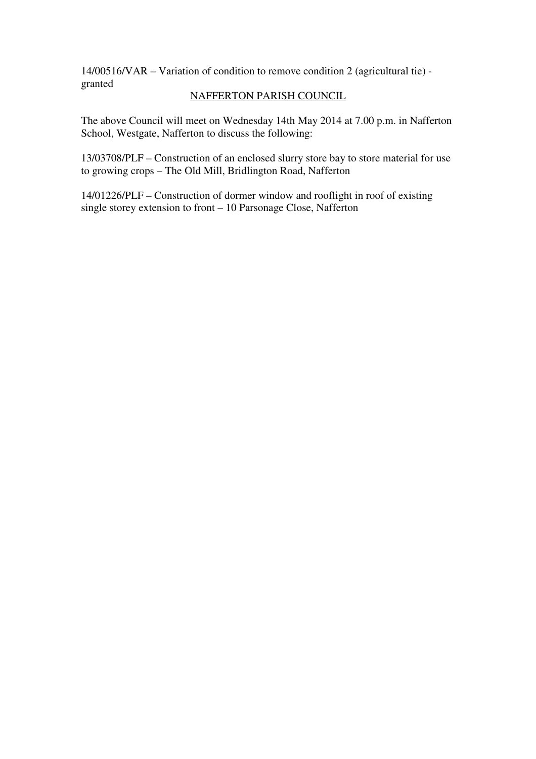14/00516/VAR – Variation of condition to remove condition 2 (agricultural tie) - granted

## NAFFERTON PARISH COUNCIL

The above Council will meet on Wednesday 14th May 2014 at 7.00 p.m. in Nafferton School, Westgate, Nafferton to discuss the following:

13/03708/PLF – Construction of an enclosed slurry store bay to store material for use to growing crops – The Old Mill, Bridlington Road, Nafferton

14/01226/PLF – Construction of dormer window and rooflight in roof of existing single storey extension to front – 10 Parsonage Close, Nafferton